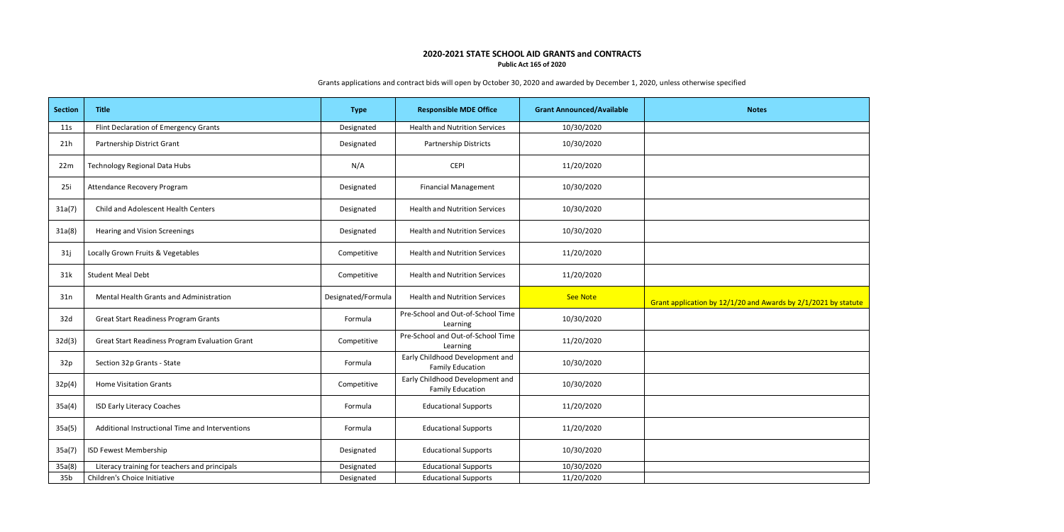# 2020-2021 STATE SCHOOL AID GRANTS and CONTRACTS

**Public Act 165 of 2020**

Grants applications and contract bids will open by October 30, 2020 and awarded by December 1, 2020, unless otherwise specified

| Section | Title | Type | Responsible MDE Office | Grant Announced/Available | Notes |
|---|---|---|---|---|---|
| 11s | Flint Declaration of Emergency Grants | Designated | Health and Nutrition Services | 10/30/2020 | |
| 21h | Partnership District Grant | Designated | Partnership Districts | 10/30/2020 | |
| 22m | Technology Regional Data Hubs | N/A | CEPI | 11/20/2020 | |
| 25i | Attendance Recovery Program | Designated | Financial Management | 10/30/2020 | |
| 31a(7) | Child and Adolescent Health Centers | Designated | Health and Nutrition Services | 10/30/2020 | |
| 31a(8) | Hearing and Vision Screenings | Designated | Health and Nutrition Services | 10/30/2020 | |
| 31j | Locally Grown Fruits & Vegetables | Competitive | Health and Nutrition Services | 11/20/2020 | |
| 31k | Student Meal Debt | Competitive | Health and Nutrition Services | 11/20/2020 | |
| 31n | Mental Health Grants and Administration | Designated/Formula | Health and Nutrition Services | See Note | Grant application by 12/1/20 and Awards by 2/1/2021 by statute |
| 32d | Great Start Readiness Program Grants | Formula | Pre-School and Out-of-School Time Learning | 10/30/2020 | |
| 32d(3) | Great Start Readiness Program Evaluation Grant | Competitive | Pre-School and Out-of-School Time Learning | 11/20/2020 | |
| 32p | Section 32p Grants - State | Formula | Early Childhood Development and Family Education | 10/30/2020 | |
| 32p(4) | Home Visitation Grants | Competitive | Early Childhood Development and Family Education | 10/30/2020 | |
| 35a(4) | ISD Early Literacy Coaches | Formula | Educational Supports | 11/20/2020 | |
| 35a(5) | Additional Instructional Time and Interventions | Formula | Educational Supports | 11/20/2020 | |
| 35a(7) | ISD Fewest Membership | Designated | Educational Supports | 10/30/2020 | |
| 35a(8) | Literacy training for teachers and principals | Designated | Educational Supports | 10/30/2020 | |
| 35b | Children's Choice Initiative | Designated | Educational Supports | 11/20/2020 | |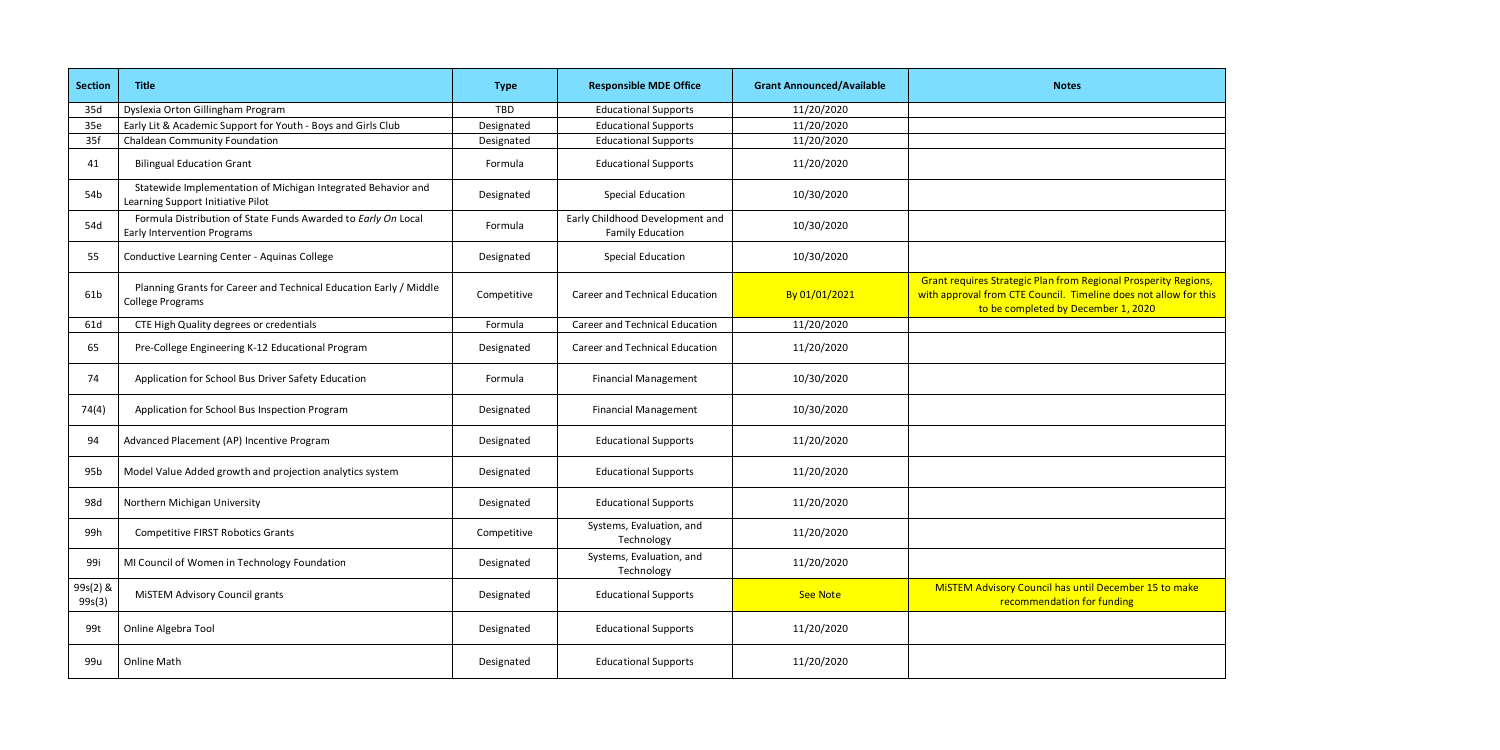| Section | Title | Type | Responsible MDE Office | Grant Announced/Available | Notes |
| --- | --- | --- | --- | --- | --- |
| 35d | Dyslexia Orton Gillingham Program | TBD | Educational Supports | 11/20/2020 | |
| 35e | Early Lit & Academic Support for Youth - Boys and Girls Club | Designated | Educational Supports | 11/20/2020 | |
| 35f | Chaldean Community Foundation | Designated | Educational Supports | 11/20/2020 | |
| 41 | Bilingual Education Grant | Formula | Educational Supports | 11/20/2020 | |
| 54b | Statewide Implementation of Michigan Integrated Behavior and Learning Support Initiative Pilot | Designated | Special Education | 10/30/2020 | |
| 54d | Formula Distribution of State Funds Awarded to *Early On* Local Early Intervention Programs | Formula | Early Childhood Development and Family Education | 10/30/2020 | |
| 55 | Conductive Learning Center - Aquinas College | Designated | Special Education | 10/30/2020 | |
| 61b | Planning Grants for Career and Technical Education Early / Middle College Programs | Competitive | Career and Technical Education | By 01/01/2021 | Grant requires Strategic Plan from Regional Prosperity Regions, with approval from CTE Council. Timeline does not allow for this to be completed by December 1, 2020 |
| 61d | CTE High Quality degrees or credentials | Formula | Career and Technical Education | 11/20/2020 | |
| 65 | Pre-College Engineering K-12 Educational Program | Designated | Career and Technical Education | 11/20/2020 | |
| 74 | Application for School Bus Driver Safety Education | Formula | Financial Management | 10/30/2020 | |
| 74(4) | Application for School Bus Inspection Program | Designated | Financial Management | 10/30/2020 | |
| 94 | Advanced Placement (AP) Incentive Program | Designated | Educational Supports | 11/20/2020 | |
| 95b | Model Value Added growth and projection analytics system | Designated | Educational Supports | 11/20/2020 | |
| 98d | Northern Michigan University | Designated | Educational Supports | 11/20/2020 | |
| 99h | Competitive FIRST Robotics Grants | Competitive | Systems, Evaluation, and Technology | 11/20/2020 | |
| 99i | MI Council of Women in Technology Foundation | Designated | Systems, Evaluation, and Technology | 11/20/2020 | |
| 99s(2) & 99s(3) | MiSTEM Advisory Council grants | Designated | Educational Supports | See Note | MiSTEM Advisory Council has until December 15 to make recommendation for funding |
| 99t | Online Algebra Tool | Designated | Educational Supports | 11/20/2020 | |
| 99u | Online Math | Designated | Educational Supports | 11/20/2020 | |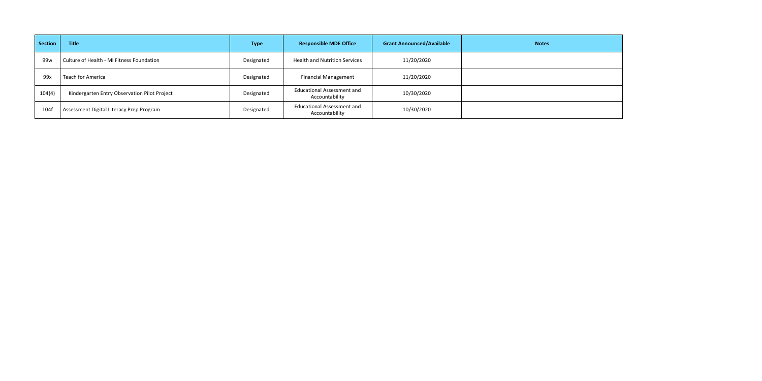| Section | Title | Type | Responsible MDE Office | Grant Announced/Available | Notes |
|---|---|---|---|---|---|
| 99w | Culture of Health - MI Fitness Foundation | Designated | Health and Nutrition Services | 11/20/2020 | |
| 99x | Teach for America | Designated | Financial Management | 11/20/2020 | |
| 104(4) | Kindergarten Entry Observation Pilot Project | Designated | Educational Assessment and Accountability | 10/30/2020 | |
| 104f | Assessment Digital Literacy Prep Program | Designated | Educational Assessment and Accountability | 10/30/2020 | |